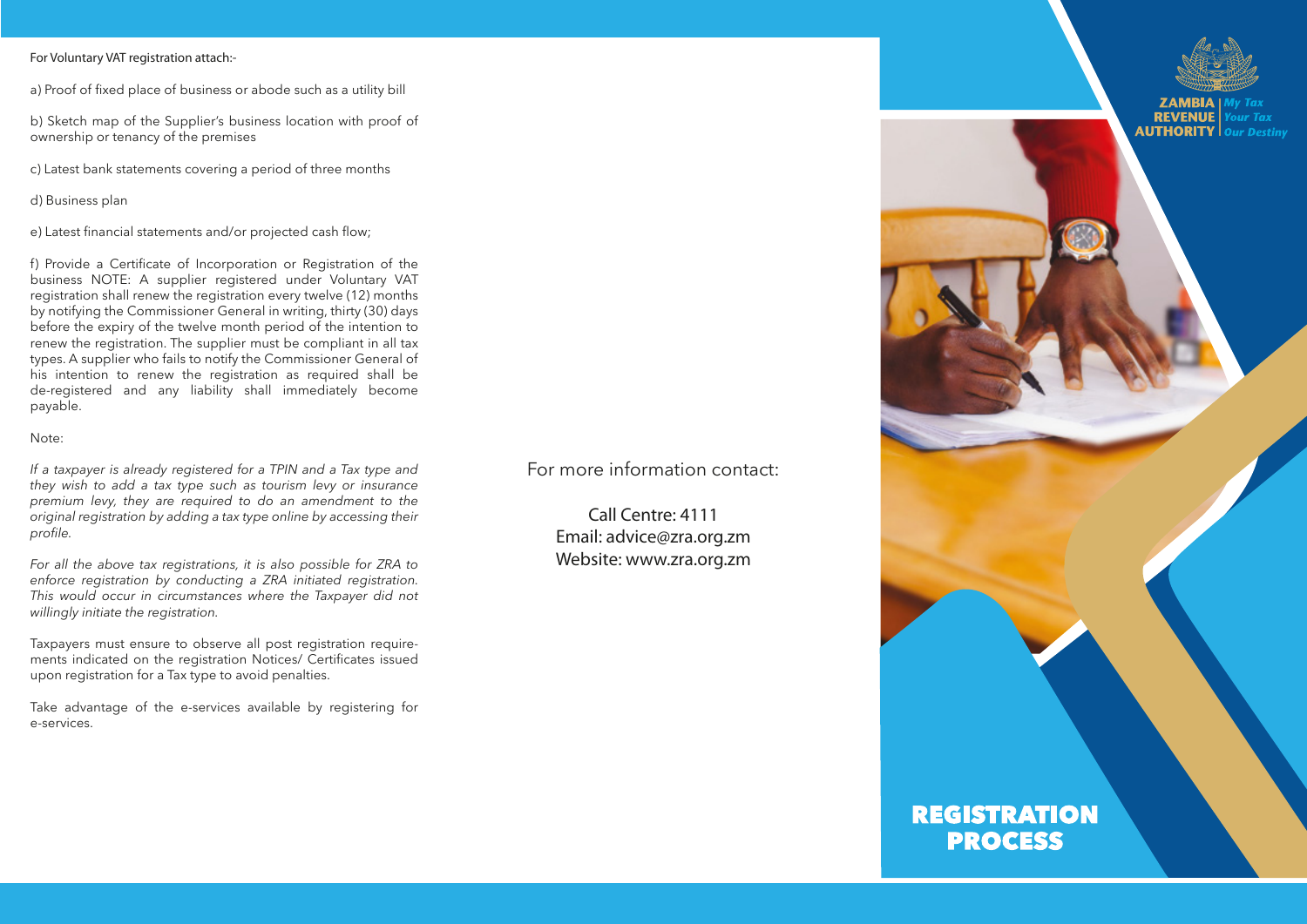For Voluntary VAT registration attach:-

a) Proof of fixed place of business or abode such as a utility bill

b) Sketch map of the Supplier's business location with proof of ownership or tenancy of the premises

c) Latest bank statements covering a period of three months

d) Business plan

e) Latest financial statements and/or projected cash flow;

f) Provide a Certificate of Incorporation or Registration of the business NOTE: A supplier registered under Voluntary VAT registration shall renew the registration every twelve (12) months by notifying the Commissioner General in writing, thirty (30) days before the expiry of the twelve month period of the intention to renew the registration. The supplier must be compliant in all tax types. A supplier who fails to notify the Commissioner General of his intention to renew the registration as required shall be de-registered and any liability shall immediately become payable.

Note:

*If a taxpayer is already registered for a TPIN and a Tax type and they wish to add a tax type such as tourism levy or insurance premium levy, they are required to do an amendment to the original registration by adding a tax type online by accessing their profile.*

*For all the above tax registrations, it is also possible for ZRA to enforce registration by conducting a ZRA initiated registration. This would occur in circumstances where the Taxpayer did not willingly initiate the registration.*

Taxpayers must ensure to observe all post registration requirements indicated on the registration Notices/ Certificates issued upon registration for a Tax type to avoid penalties.

Take advantage of the e-services available by registering for e-services.

For more information contact:

Call Centre: 4111
Email: advice@zra.org.zm
Website: www.zra.org.zm

ZAMBIA REVENUE AUTHORITY | My Tax Your Tax Our Destiny

# REGISTRATION PROCESS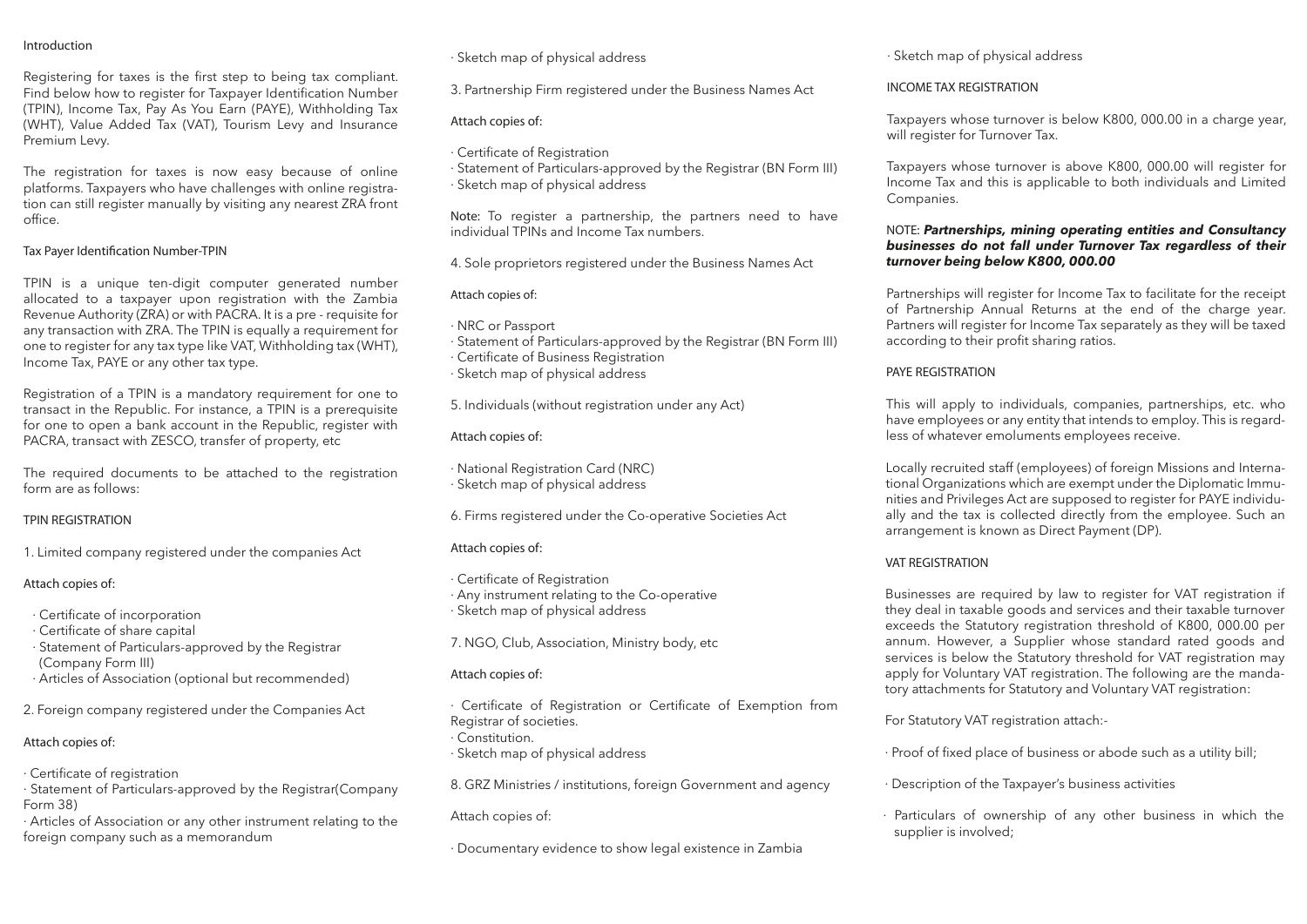## Introduction

Registering for taxes is the first step to being tax compliant. Find below how to register for Taxpayer Identification Number (TPIN), Income Tax, Pay As You Earn (PAYE), Withholding Tax (WHT), Value Added Tax (VAT), Tourism Levy and Insurance Premium Levy.

The registration for taxes is now easy because of online platforms. Taxpayers who have challenges with online registration can still register manually by visiting any nearest ZRA front office.

## Tax Payer Identification Number-TPIN

TPIN is a unique ten-digit computer generated number allocated to a taxpayer upon registration with the Zambia Revenue Authority (ZRA) or with PACRA. It is a pre - requisite for any transaction with ZRA. The TPIN is equally a requirement for one to register for any tax type like VAT, Withholding tax (WHT), Income Tax, PAYE or any other tax type.

Registration of a TPIN is a mandatory requirement for one to transact in the Republic. For instance, a TPIN is a prerequisite for one to open a bank account in the Republic, register with PACRA, transact with ZESCO, transfer of property, etc

The required documents to be attached to the registration form are as follows:

## TPIN REGISTRATION

1. Limited company registered under the companies Act

Attach copies of:

- Certificate of incorporation
- Certificate of share capital
- Statement of Particulars-approved by the Registrar (Company Form III)
- Articles of Association (optional but recommended)

2. Foreign company registered under the Companies Act

Attach copies of:

- Certificate of registration
- Statement of Particulars-approved by the Registrar(Company Form 38)
- Articles of Association or any other instrument relating to the foreign company such as a memorandum
- Sketch map of physical address

3. Partnership Firm registered under the Business Names Act

Attach copies of:

- Certificate of Registration
- Statement of Particulars-approved by the Registrar (BN Form III)
- Sketch map of physical address

Note: To register a partnership, the partners need to have individual TPINs and Income Tax numbers.

4. Sole proprietors registered under the Business Names Act

Attach copies of:

- NRC or Passport
- Statement of Particulars-approved by the Registrar (BN Form III)
- Certificate of Business Registration
- Sketch map of physical address

5. Individuals (without registration under any Act)

Attach copies of:

- National Registration Card (NRC)
- Sketch map of physical address

6. Firms registered under the Co-operative Societies Act

Attach copies of:

- Certificate of Registration
- Any instrument relating to the Co-operative
- Sketch map of physical address

7. NGO, Club, Association, Ministry body, etc

Attach copies of:

- Certificate of Registration or Certificate of Exemption from Registrar of societies.
- Constitution.
- Sketch map of physical address

8. GRZ Ministries / institutions, foreign Government and agency

Attach copies of:

- Documentary evidence to show legal existence in Zambia
- Sketch map of physical address

## INCOME TAX REGISTRATION

Taxpayers whose turnover is below K800, 000.00 in a charge year, will register for Turnover Tax.

Taxpayers whose turnover is above K800, 000.00 will register for Income Tax and this is applicable to both individuals and Limited Companies.

NOTE: ***Partnerships, mining operating entities and Consultancy businesses do not fall under Turnover Tax regardless of their turnover being below K800, 000.00***

Partnerships will register for Income Tax to facilitate for the receipt of Partnership Annual Returns at the end of the charge year. Partners will register for Income Tax separately as they will be taxed according to their profit sharing ratios.

## PAYE REGISTRATION

This will apply to individuals, companies, partnerships, etc. who have employees or any entity that intends to employ. This is regardless of whatever emoluments employees receive.

Locally recruited staff (employees) of foreign Missions and International Organizations which are exempt under the Diplomatic Immunities and Privileges Act are supposed to register for PAYE individually and the tax is collected directly from the employee. Such an arrangement is known as Direct Payment (DP).

## VAT REGISTRATION

Businesses are required by law to register for VAT registration if they deal in taxable goods and services and their taxable turnover exceeds the Statutory registration threshold of K800, 000.00 per annum. However, a Supplier whose standard rated goods and services is below the Statutory threshold for VAT registration may apply for Voluntary VAT registration. The following are the mandatory attachments for Statutory and Voluntary VAT registration:

For Statutory VAT registration attach:-

- Proof of fixed place of business or abode such as a utility bill;
- Description of the Taxpayer's business activities
- Particulars of ownership of any other business in which the supplier is involved;